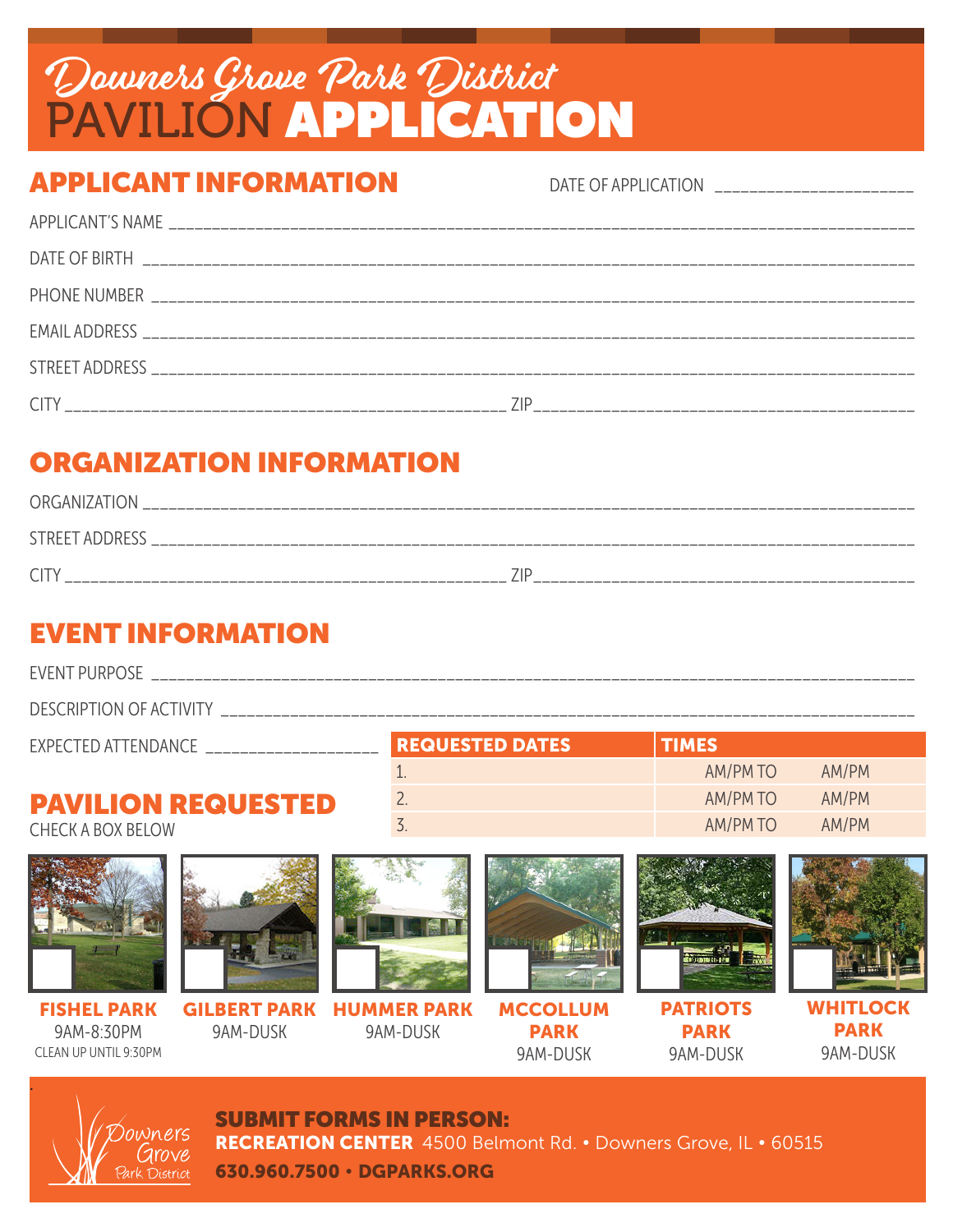# Downers Grove Park District
# PAVILION APPLICATION

## APPLICANT INFORMATION

DATE OF APPLICATION ______________________

APPLICANT'S NAME ______________________________________________

DATE OF BIRTH ______________________________________________

PHONE NUMBER ______________________________________________

EMAIL ADDRESS ______________________________________________

STREET ADDRESS ______________________________________________

CITY ______________________________ ZIP ______________________________

## ORGANIZATION INFORMATION

ORGANIZATION ______________________________________________

STREET ADDRESS ______________________________________________

CITY ______________________________ ZIP ______________________________

## EVENT INFORMATION

EVENT PURPOSE ______________________________________________

DESCRIPTION OF ACTIVITY ______________________________________________

EXPECTED ATTENDANCE ___________________

| REQUESTED DATES | TIMES |
|---|---|
| 1. | AM/PM TO AM/PM |
| 2. | AM/PM TO AM/PM |
| 3. | AM/PM TO AM/PM |

## PAVILION REQUESTED

CHECK A BOX BELOW

- ☐ **FISHEL PARK** 9AM-8:30PM CLEAN UP UNTIL 9:30PM
- ☐ **GILBERT PARK** 9AM-DUSK
- ☐ **HUMMER PARK** 9AM-DUSK
- ☐ **MCCOLLUM PARK** 9AM-DUSK
- ☐ **PATRIOTS PARK** 9AM-DUSK
- ☐ **WHITLOCK PARK** 9AM-DUSK

**SUBMIT FORMS IN PERSON:**
**RECREATION CENTER** 4500 Belmont Rd. • Downers Grove, IL • 60515
**630.960.7500 • DGPARKS.ORG**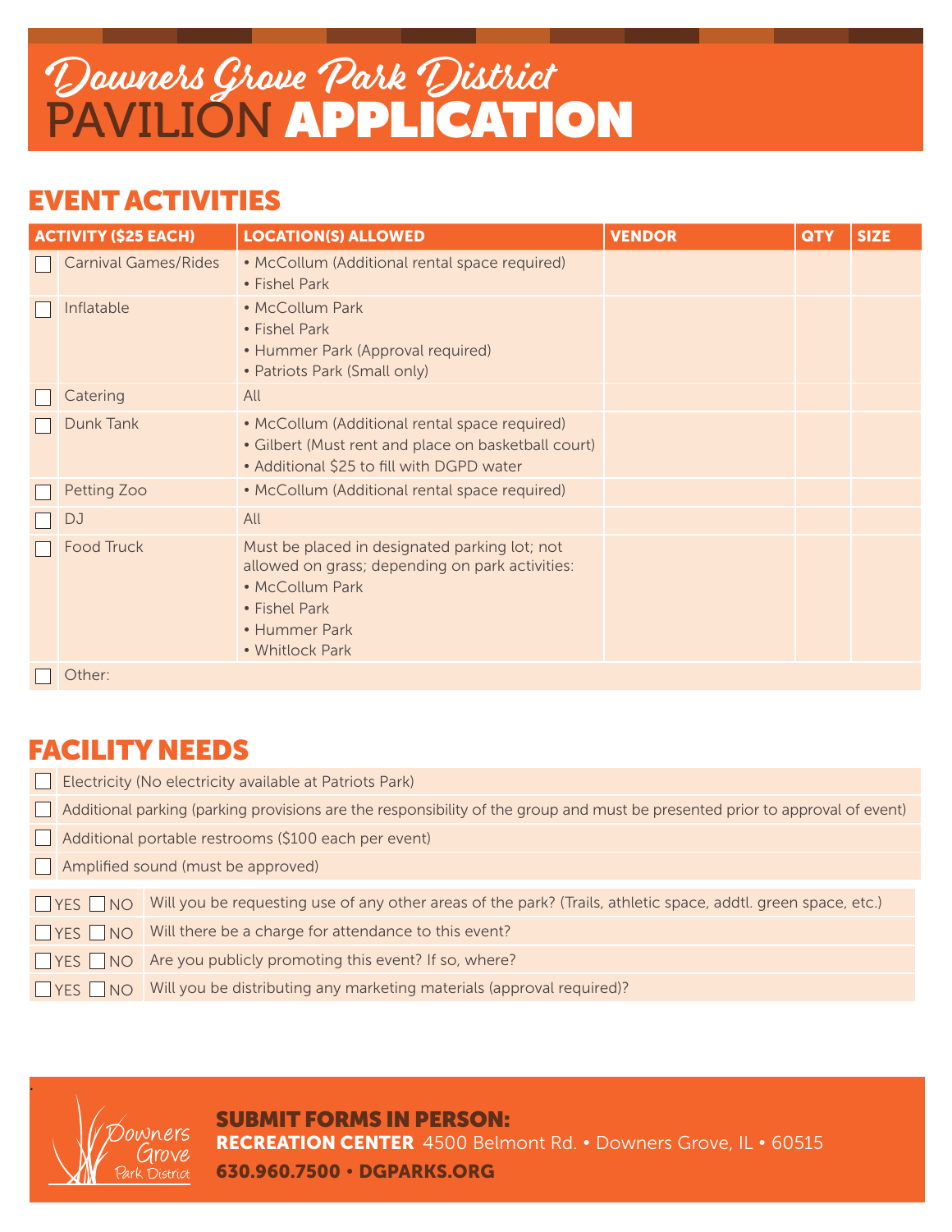# Downers Grove Park District PAVILION APPLICATION

## EVENT ACTIVITIES

| ACTIVITY ($25 EACH) | LOCATION(S) ALLOWED | VENDOR | QTY | SIZE |
|---|---|---|---|---|
| ☐ Carnival Games/Rides | • McCollum (Additional rental space required)<br>• Fishel Park | | | |
| ☐ Inflatable | • McCollum Park<br>• Fishel Park<br>• Hummer Park (Approval required)<br>• Patriots Park (Small only) | | | |
| ☐ Catering | All | | | |
| ☐ Dunk Tank | • McCollum (Additional rental space required)<br>• Gilbert (Must rent and place on basketball court)<br>• Additional $25 to fill with DGPD water | | | |
| ☐ Petting Zoo | • McCollum (Additional rental space required) | | | |
| ☐ DJ | All | | | |
| ☐ Food Truck | Must be placed in designated parking lot; not allowed on grass; depending on park activities:<br>• McCollum Park<br>• Fishel Park<br>• Hummer Park<br>• Whitlock Park | | | |
| ☐ Other: | | | | |

## FACILITY NEEDS

- ☐ Electricity (No electricity available at Patriots Park)
- ☐ Additional parking (parking provisions are the responsibility of the group and must be presented prior to approval of event)
- ☐ Additional portable restrooms ($100 each per event)
- ☐ Amplified sound (must be approved)

| | |
|---|---|
| ☐ YES ☐ NO | Will you be requesting use of any other areas of the park? (Trails, athletic space, addtl. green space, etc.) |
| ☐ YES ☐ NO | Will there be a charge for attendance to this event? |
| ☐ YES ☐ NO | Are you publicly promoting this event? If so, where? |
| ☐ YES ☐ NO | Will you be distributing any marketing materials (approval required)? |

Downers Grove Park District

**SUBMIT FORMS IN PERSON:**
**RECREATION CENTER** 4500 Belmont Rd. • Downers Grove, IL • 60515
**630.960.7500 • DGPARKS.ORG**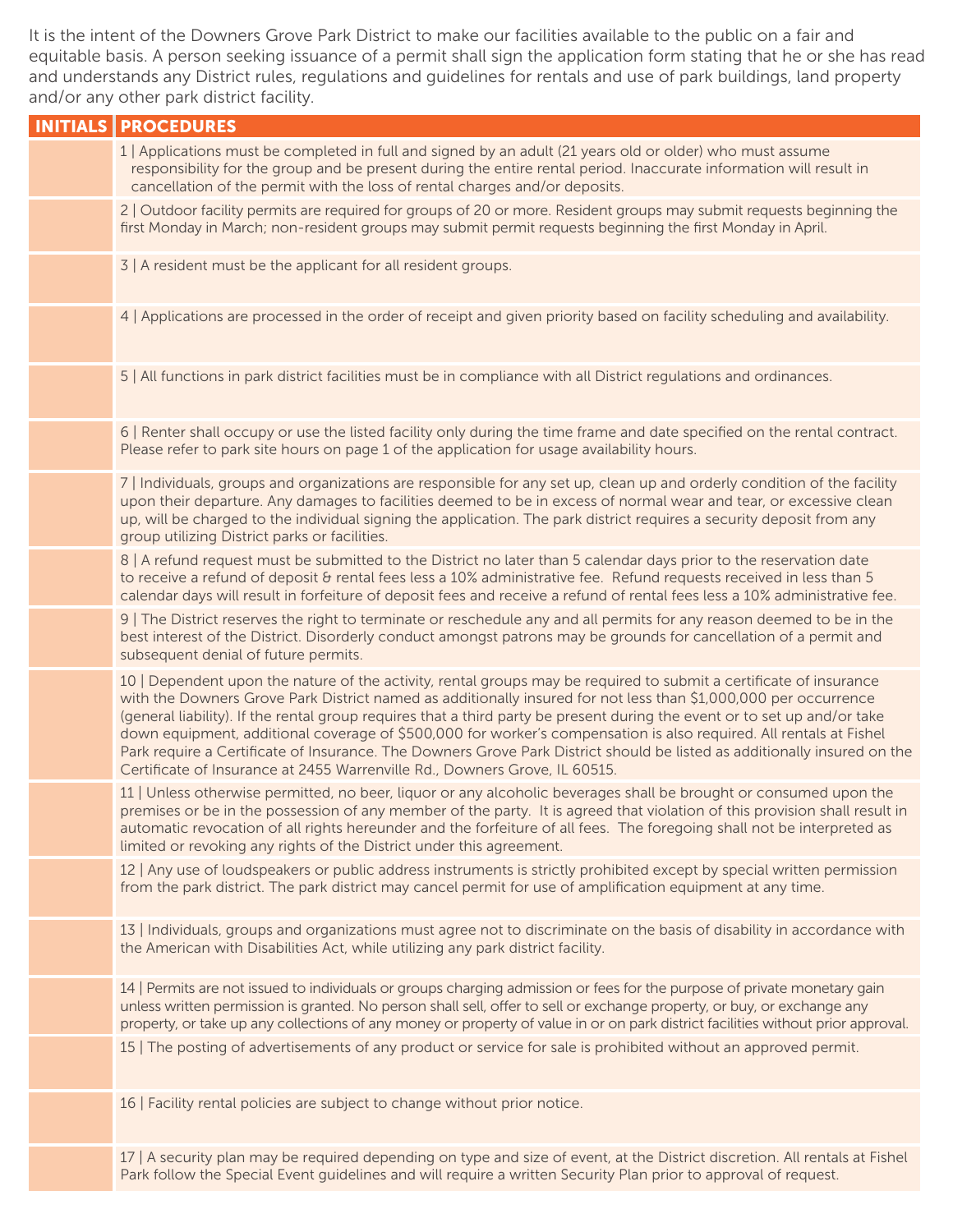It is the intent of the Downers Grove Park District to make our facilities available to the public on a fair and equitable basis. A person seeking issuance of a permit shall sign the application form stating that he or she has read and understands any District rules, regulations and guidelines for rentals and use of park buildings, land property and/or any other park district facility.

| INITIALS | PROCEDURES |
|---|---|
| | 1 \| Applications must be completed in full and signed by an adult (21 years old or older) who must assume responsibility for the group and be present during the entire rental period. Inaccurate information will result in cancellation of the permit with the loss of rental charges and/or deposits. |
| | 2 \| Outdoor facility permits are required for groups of 20 or more. Resident groups may submit requests beginning the first Monday in March; non-resident groups may submit permit requests beginning the first Monday in April. |
| | 3 \| A resident must be the applicant for all resident groups. |
| | 4 \| Applications are processed in the order of receipt and given priority based on facility scheduling and availability. |
| | 5 \| All functions in park district facilities must be in compliance with all District regulations and ordinances. |
| | 6 \| Renter shall occupy or use the listed facility only during the time frame and date specified on the rental contract. Please refer to park site hours on page 1 of the application for usage availability hours. |
| | 7 \| Individuals, groups and organizations are responsible for any set up, clean up and orderly condition of the facility upon their departure. Any damages to facilities deemed to be in excess of normal wear and tear, or excessive clean up, will be charged to the individual signing the application. The park district requires a security deposit from any group utilizing District parks or facilities. |
| | 8 \| A refund request must be submitted to the District no later than 5 calendar days prior to the reservation date to receive a refund of deposit & rental fees less a 10% administrative fee. Refund requests received in less than 5 calendar days will result in forfeiture of deposit fees and receive a refund of rental fees less a 10% administrative fee. |
| | 9 \| The District reserves the right to terminate or reschedule any and all permits for any reason deemed to be in the best interest of the District. Disorderly conduct amongst patrons may be grounds for cancellation of a permit and subsequent denial of future permits. |
| | 10 \| Dependent upon the nature of the activity, rental groups may be required to submit a certificate of insurance with the Downers Grove Park District named as additionally insured for not less than $1,000,000 per occurrence (general liability). If the rental group requires that a third party be present during the event or to set up and/or take down equipment, additional coverage of $500,000 for worker's compensation is also required. All rentals at Fishel Park require a Certificate of Insurance. The Downers Grove Park District should be listed as additionally insured on the Certificate of Insurance at 2455 Warrenville Rd., Downers Grove, IL 60515. |
| | 11 \| Unless otherwise permitted, no beer, liquor or any alcoholic beverages shall be brought or consumed upon the premises or be in the possession of any member of the party. It is agreed that violation of this provision shall result in automatic revocation of all rights hereunder and the forfeiture of all fees. The foregoing shall not be interpreted as limited or revoking any rights of the District under this agreement. |
| | 12 \| Any use of loudspeakers or public address instruments is strictly prohibited except by special written permission from the park district. The park district may cancel permit for use of amplification equipment at any time. |
| | 13 \| Individuals, groups and organizations must agree not to discriminate on the basis of disability in accordance with the American with Disabilities Act, while utilizing any park district facility. |
| | 14 \| Permits are not issued to individuals or groups charging admission or fees for the purpose of private monetary gain unless written permission is granted. No person shall sell, offer to sell or exchange property, or buy, or exchange any property, or take up any collections of any money or property of value in or on park district facilities without prior approval. |
| | 15 \| The posting of advertisements of any product or service for sale is prohibited without an approved permit. |
| | 16 \| Facility rental policies are subject to change without prior notice. |
| | 17 \| A security plan may be required depending on type and size of event, at the District discretion. All rentals at Fishel Park follow the Special Event guidelines and will require a written Security Plan prior to approval of request. |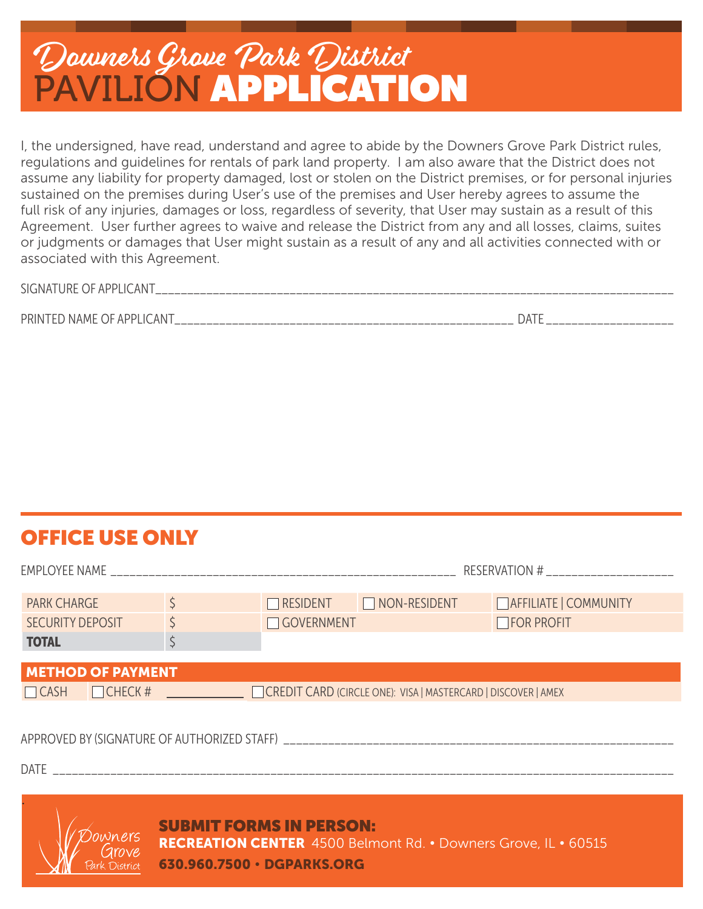# Downers Grove Park District
# PAVILION APPLICATION

I, the undersigned, have read, understand and agree to abide by the Downers Grove Park District rules, regulations and guidelines for rentals of park land property. I am also aware that the District does not assume any liability for property damaged, lost or stolen on the District premises, or for personal injuries sustained on the premises during User's use of the premises and User hereby agrees to assume the full risk of any injuries, damages or loss, regardless of severity, that User may sustain as a result of this Agreement. User further agrees to waive and release the District from any and all losses, claims, suites or judgments or damages that User might sustain as a result of any and all activities connected with or associated with this Agreement.

SIGNATURE OF APPLICANT_______________________________________________

PRINTED NAME OF APPLICANT_______________________________ DATE ______________

## OFFICE USE ONLY

EMPLOYEE NAME _______________________________ RESERVATION # ______________

| | | | | |
|---|---|---|---|---|
| PARK CHARGE | $ | ☐ RESIDENT | ☐ NON-RESIDENT | ☐ AFFILIATE \| COMMUNITY |
| SECURITY DEPOSIT | $ | ☐ GOVERNMENT | | ☐ FOR PROFIT |
| **TOTAL** | $ | | | |

**METHOD OF PAYMENT**

☐ CASH ☐ CHECK # __________ ☐ CREDIT CARD (CIRCLE ONE): VISA | MASTERCARD | DISCOVER | AMEX

APPROVED BY (SIGNATURE OF AUTHORIZED STAFF) _______________________________

DATE _______________________________________________

Downers Grove Park District

**SUBMIT FORMS IN PERSON:**
**RECREATION CENTER** 4500 Belmont Rd. • Downers Grove, IL • 60515
**630.960.7500 • DGPARKS.ORG**